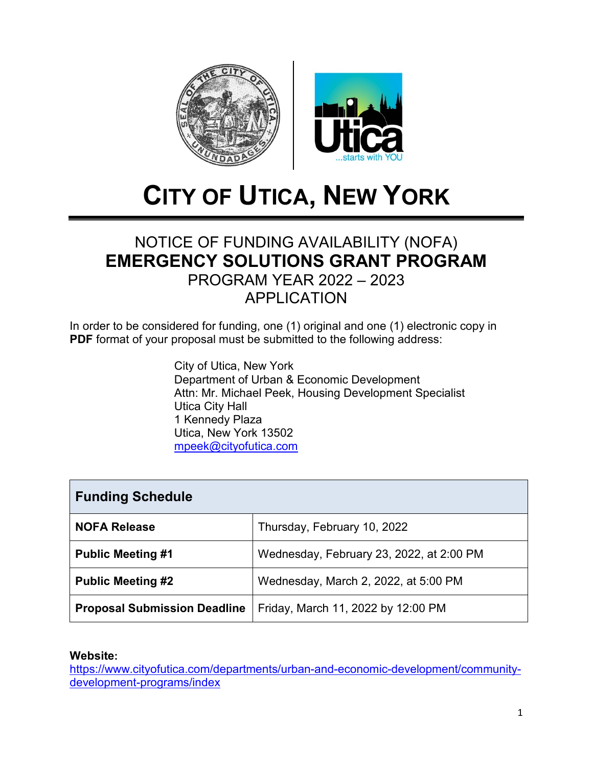# CITY OF UTICA, NEW YORK

## NOTICE OF FUNDING AVAILABILITY (NOFA)
## EMERGENCY SOLUTIONS GRANT PROGRAM
## PROGRAM YEAR 2022 – 2023
## APPLICATION

In order to be considered for funding, one (1) original and one (1) electronic copy in **PDF** format of your proposal must be submitted to the following address:

City of Utica, New York
Department of Urban & Economic Development
Attn: Mr. Michael Peek, Housing Development Specialist
Utica City Hall
1 Kennedy Plaza
Utica, New York 13502
mpeek@cityofutica.com

| **Funding Schedule** | |
|---|---|
| **NOFA Release** | Thursday, February 10, 2022 |
| **Public Meeting #1** | Wednesday, February 23, 2022, at 2:00 PM |
| **Public Meeting #2** | Wednesday, March 2, 2022, at 5:00 PM |
| **Proposal Submission Deadline** | Friday, March 11, 2022 by 12:00 PM |

**Website:**
https://www.cityofutica.com/departments/urban-and-economic-development/community-development-programs/index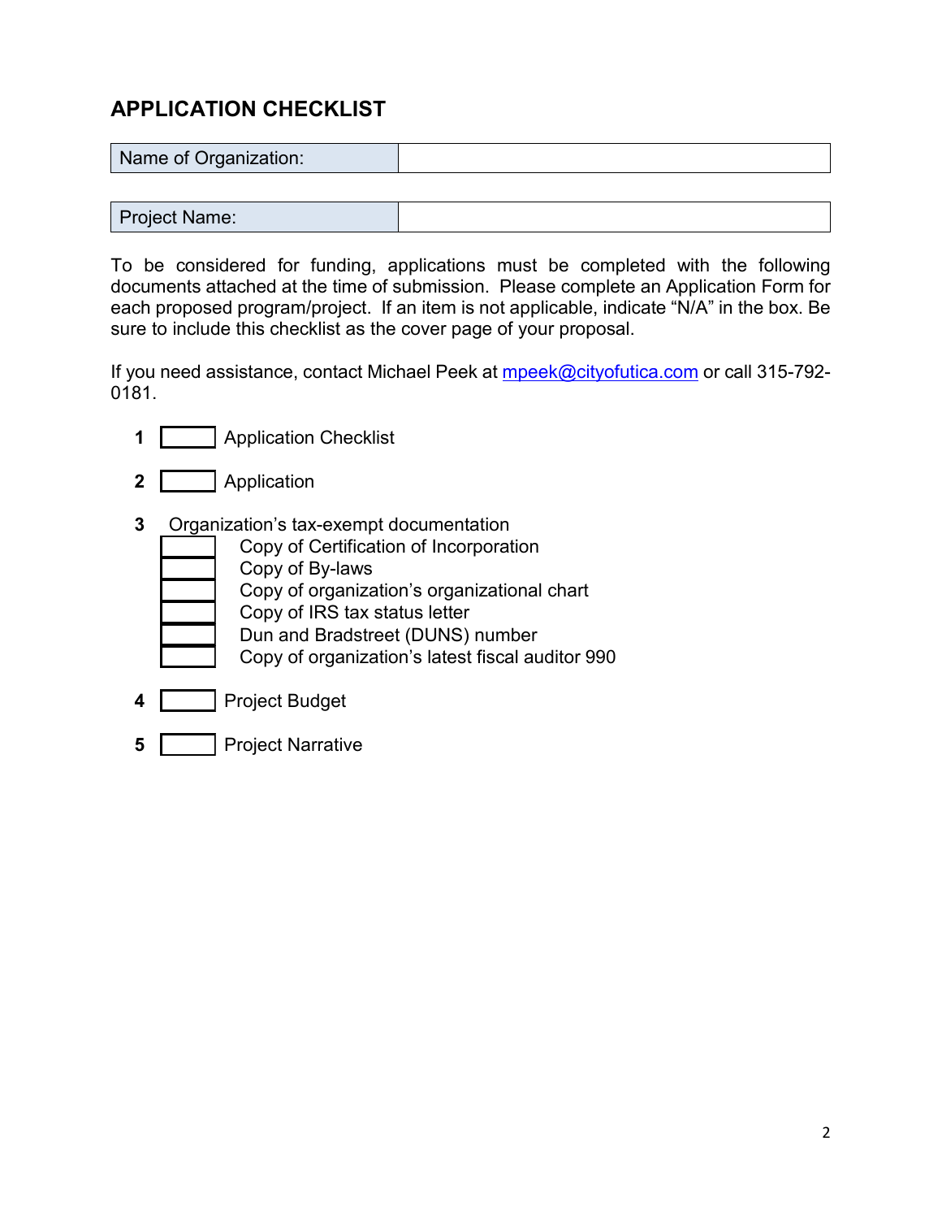## APPLICATION CHECKLIST

| | |
|---|---|
| Name of Organization: | |

| | |
|---|---|
| Project Name: | |

To be considered for funding, applications must be completed with the following documents attached at the time of submission. Please complete an Application Form for each proposed program/project. If an item is not applicable, indicate "N/A" in the box. Be sure to include this checklist as the cover page of your proposal.

If you need assistance, contact Michael Peek at mpeek@cityofutica.com or call 315-792-0181.

1. ☐ Application Checklist
2. ☐ Application
3. Organization's tax-exempt documentation
   - ☐ Copy of Certification of Incorporation
   - ☐ Copy of By-laws
   - ☐ Copy of organization's organizational chart
   - ☐ Copy of IRS tax status letter
   - ☐ Dun and Bradstreet (DUNS) number
   - ☐ Copy of organization's latest fiscal auditor 990
4. ☐ Project Budget
5. ☐ Project Narrative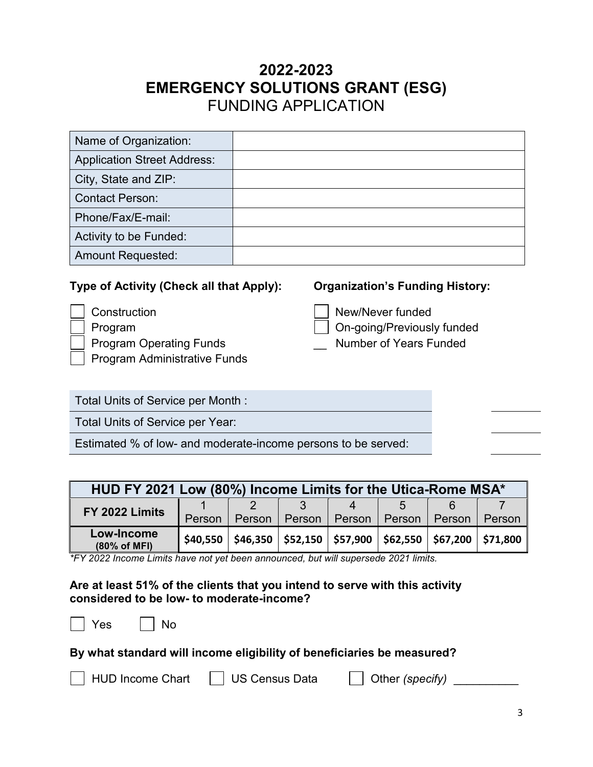# 2022-2023 EMERGENCY SOLUTIONS GRANT (ESG) FUNDING APPLICATION

| | |
|---|---|
| Name of Organization: | |
| Application Street Address: | |
| City, State and ZIP: | |
| Contact Person: | |
| Phone/Fax/E-mail: | |
| Activity to be Funded: | |
| Amount Requested: | |

**Type of Activity (Check all that Apply):**

- [ ] Construction
- [ ] Program
- [ ] Program Operating Funds
- [ ] Program Administrative Funds

**Organization's Funding History:**

- [ ] New/Never funded
- [ ] On-going/Previously funded
- __ Number of Years Funded

| | |
|---|---|
| Total Units of Service per Month : | ________ |
| Total Units of Service per Year: | ________ |
| Estimated % of low- and moderate-income persons to be served: | ________ |

| HUD FY 2021 Low (80%) Income Limits for the Utica-Rome MSA* | | | | | | | |
|---|---|---|---|---|---|---|---|
| FY 2022 Limits | 1 Person | 2 Person | 3 Person | 4 Person | 5 Person | 6 Person | 7 Person |
| Low-Income (80% of MFI) | $40,550 | $46,350 | $52,150 | $57,900 | $62,550 | $67,200 | $71,800 |

*\*FY 2022 Income Limits have not yet been announced, but will supersede 2021 limits.*

**Are at least 51% of the clients that you intend to serve with this activity considered to be low- to moderate-income?**

- [ ] Yes
- [ ] No

**By what standard will income eligibility of beneficiaries be measured?**

- [ ] HUD Income Chart
- [ ] US Census Data
- [ ] Other *(specify)* __________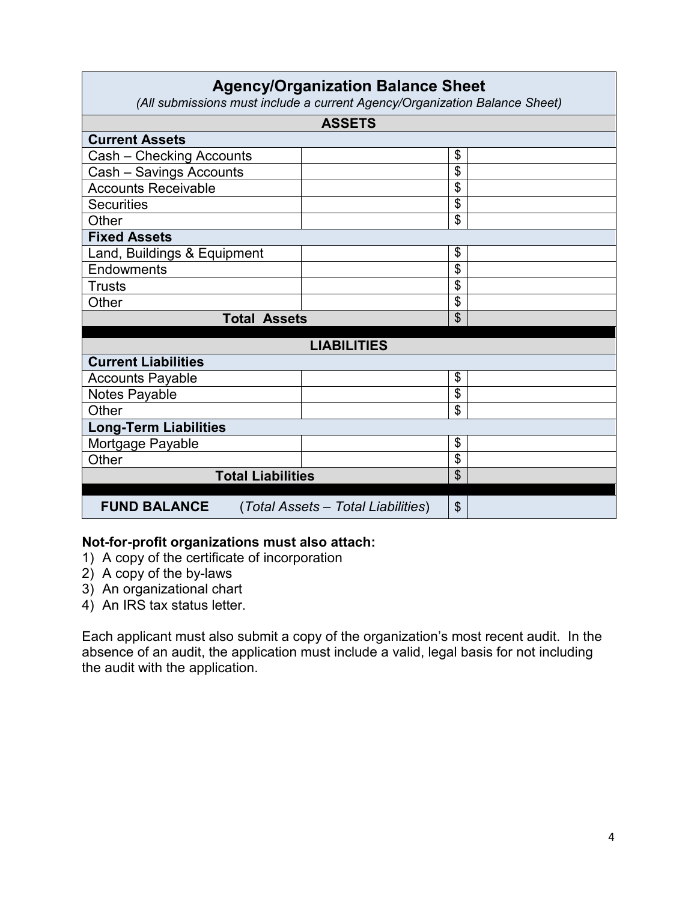| Agency/Organization Balance Sheet<br>*(All submissions must include a current Agency/Organization Balance Sheet)* | | | |
|---|---|---|---|
| **ASSETS** | | | |
| **Current Assets** | | | |
| Cash – Checking Accounts | | $ | |
| Cash – Savings Accounts | | $ | |
| Accounts Receivable | | $ | |
| Securities | | $ | |
| Other | | $ | |
| **Fixed Assets** | | | |
| Land, Buildings & Equipment | | $ | |
| Endowments | | $ | |
| Trusts | | $ | |
| Other | | $ | |
| **Total Assets** | | $ | |
| **LIABILITIES** | | | |
| **Current Liabilities** | | | |
| Accounts Payable | | $ | |
| Notes Payable | | $ | |
| Other | | $ | |
| **Long-Term Liabilities** | | | |
| Mortgage Payable | | $ | |
| Other | | $ | |
| **Total Liabilities** | | $ | |
| **FUND BALANCE** | (*Total Assets – Total Liabilities*) | $ | |

**Not-for-profit organizations must also attach:**

1) A copy of the certificate of incorporation
2) A copy of the by-laws
3) An organizational chart
4) An IRS tax status letter.

Each applicant must also submit a copy of the organization's most recent audit. In the absence of an audit, the application must include a valid, legal basis for not including the audit with the application.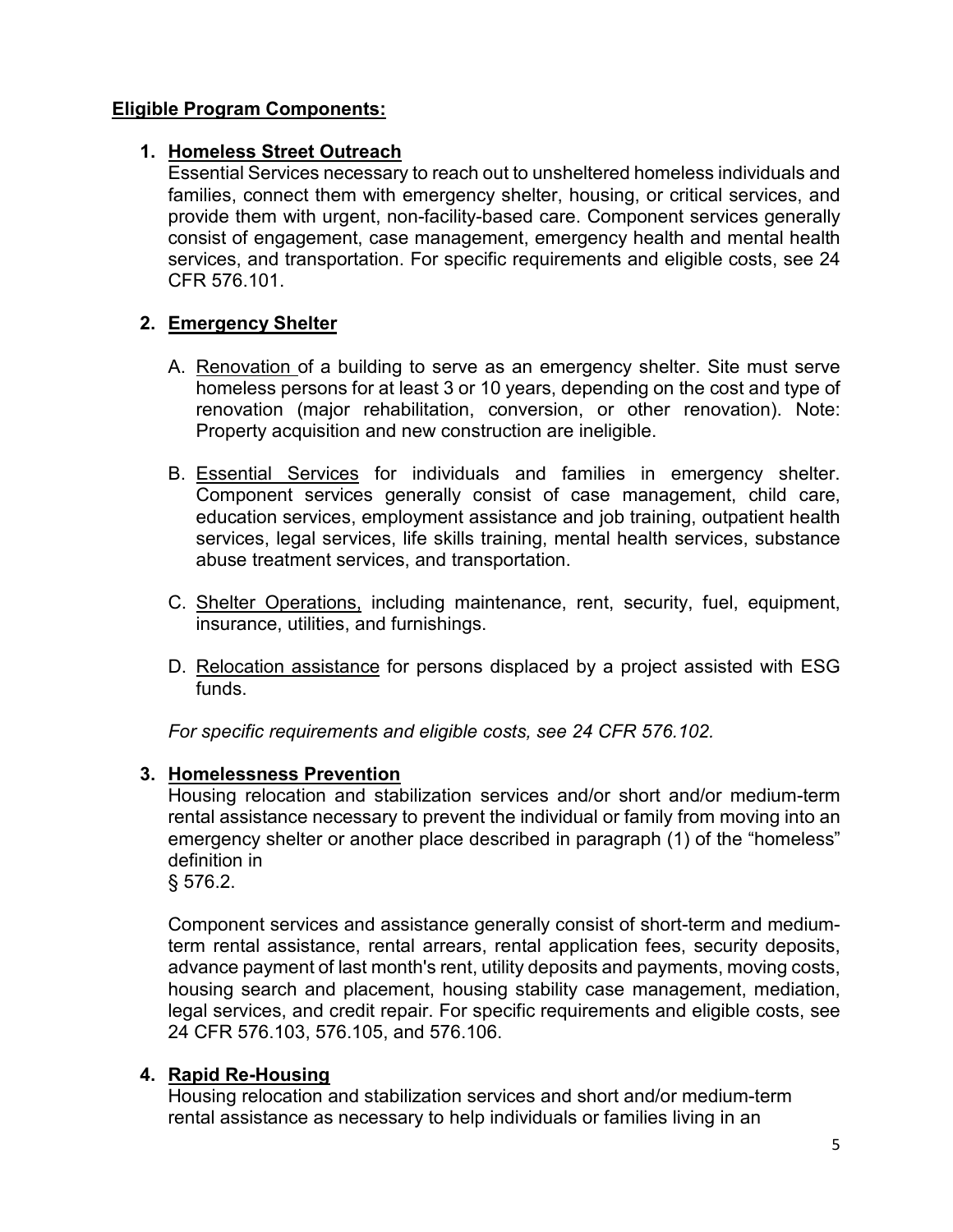**Eligible Program Components:**

1. **Homeless Street Outreach**
   Essential Services necessary to reach out to unsheltered homeless individuals and families, connect them with emergency shelter, housing, or critical services, and provide them with urgent, non-facility-based care. Component services generally consist of engagement, case management, emergency health and mental health services, and transportation. For specific requirements and eligible costs, see 24 CFR 576.101.

2. **Emergency Shelter**

   A. Renovation of a building to serve as an emergency shelter. Site must serve homeless persons for at least 3 or 10 years, depending on the cost and type of renovation (major rehabilitation, conversion, or other renovation). Note: Property acquisition and new construction are ineligible.

   B. Essential Services for individuals and families in emergency shelter. Component services generally consist of case management, child care, education services, employment assistance and job training, outpatient health services, legal services, life skills training, mental health services, substance abuse treatment services, and transportation.

   C. Shelter Operations, including maintenance, rent, security, fuel, equipment, insurance, utilities, and furnishings.

   D. Relocation assistance for persons displaced by a project assisted with ESG funds.

   *For specific requirements and eligible costs, see 24 CFR 576.102.*

3. **Homelessness Prevention**
   Housing relocation and stabilization services and/or short and/or medium-term rental assistance necessary to prevent the individual or family from moving into an emergency shelter or another place described in paragraph (1) of the "homeless" definition in
   § 576.2.

   Component services and assistance generally consist of short-term and medium-term rental assistance, rental arrears, rental application fees, security deposits, advance payment of last month's rent, utility deposits and payments, moving costs, housing search and placement, housing stability case management, mediation, legal services, and credit repair. For specific requirements and eligible costs, see 24 CFR 576.103, 576.105, and 576.106.

4. **Rapid Re-Housing**
   Housing relocation and stabilization services and short and/or medium-term rental assistance as necessary to help individuals or families living in an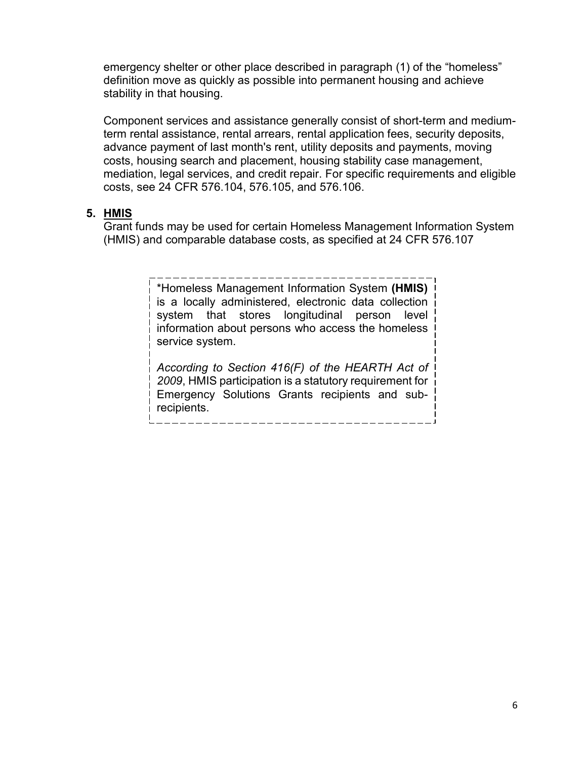emergency shelter or other place described in paragraph (1) of the "homeless" definition move as quickly as possible into permanent housing and achieve stability in that housing.

Component services and assistance generally consist of short-term and medium-term rental assistance, rental arrears, rental application fees, security deposits, advance payment of last month's rent, utility deposits and payments, moving costs, housing search and placement, housing stability case management, mediation, legal services, and credit repair. For specific requirements and eligible costs, see 24 CFR 576.104, 576.105, and 576.106.

5. **HMIS**

Grant funds may be used for certain Homeless Management Information System (HMIS) and comparable database costs, as specified at 24 CFR 576.107

> *Homeless Management Information System **(HMIS)** is a locally administered, electronic data collection system that stores longitudinal person level information about persons who access the homeless service system.
>
> *According to Section 416(F) of the HEARTH Act of 2009*, HMIS participation is a statutory requirement for Emergency Solutions Grants recipients and sub-recipients.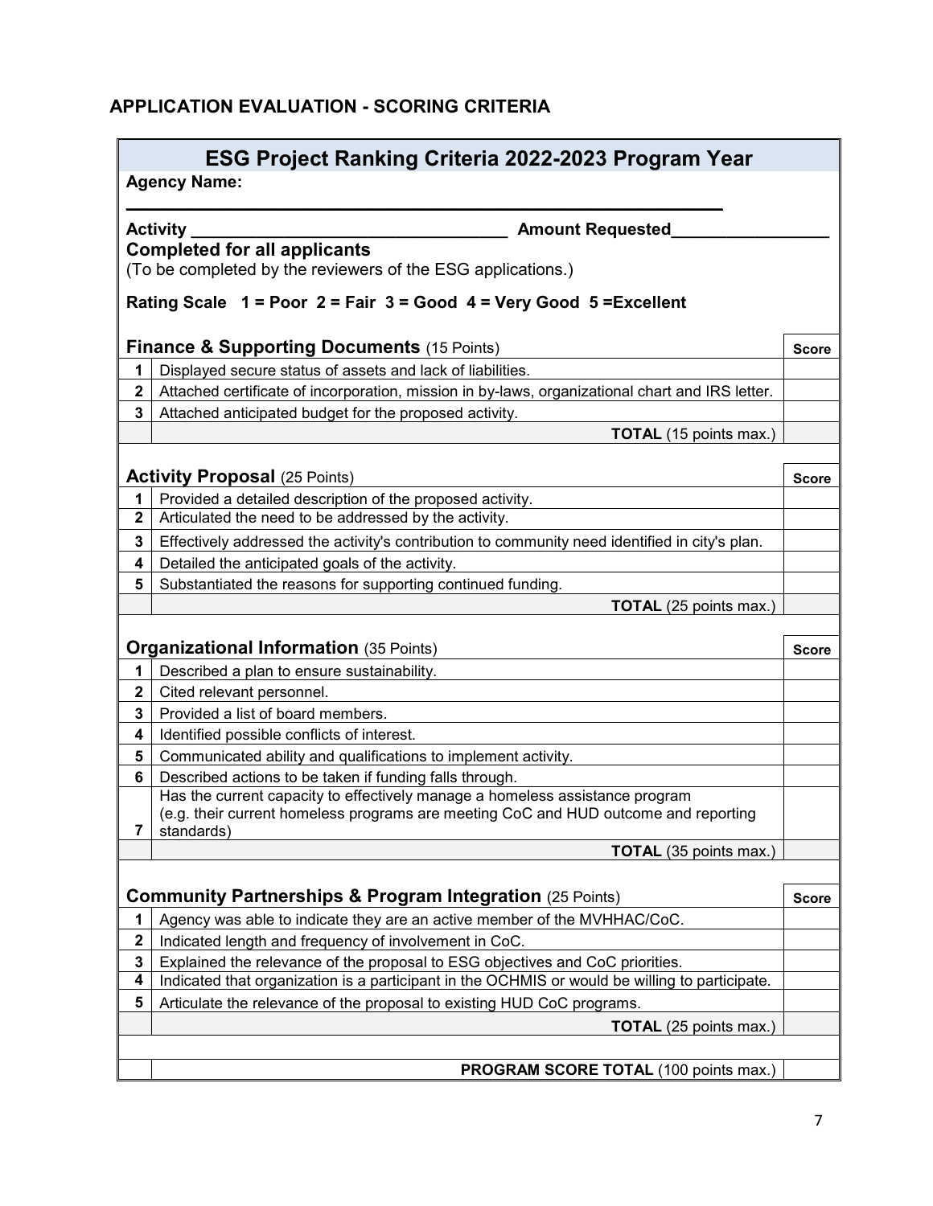## APPLICATION EVALUATION - SCORING CRITERIA

### ESG Project Ranking Criteria 2022-2023 Program Year

**Agency Name:** ___________________________________________________________

**Activity** ___________________________________ **Amount Requested**________________

**Completed for all applicants**

(To be completed by the reviewers of the ESG applications.)

**Rating Scale 1 = Poor 2 = Fair 3 = Good 4 = Very Good 5 =Excellent**

| | **Finance & Supporting Documents** (15 Points) | **Score** |
|---|---|---|
| **1** | Displayed secure status of assets and lack of liabilities. | |
| **2** | Attached certificate of incorporation, mission in by-laws, organizational chart and IRS letter. | |
| **3** | Attached anticipated budget for the proposed activity. | |
| | **TOTAL** (15 points max.) | |

| | **Activity Proposal** (25 Points) | **Score** |
|---|---|---|
| **1** | Provided a detailed description of the proposed activity. | |
| **2** | Articulated the need to be addressed by the activity. | |
| **3** | Effectively addressed the activity's contribution to community need identified in city's plan. | |
| **4** | Detailed the anticipated goals of the activity. | |
| **5** | Substantiated the reasons for supporting continued funding. | |
| | **TOTAL** (25 points max.) | |

| | **Organizational Information** (35 Points) | **Score** |
|---|---|---|
| **1** | Described a plan to ensure sustainability. | |
| **2** | Cited relevant personnel. | |
| **3** | Provided a list of board members. | |
| **4** | Identified possible conflicts of interest. | |
| **5** | Communicated ability and qualifications to implement activity. | |
| **6** | Described actions to be taken if funding falls through. | |
| **7** | Has the current capacity to effectively manage a homeless assistance program (e.g. their current homeless programs are meeting CoC and HUD outcome and reporting standards) | |
| | **TOTAL** (35 points max.) | |

| | **Community Partnerships & Program Integration** (25 Points) | **Score** |
|---|---|---|
| **1** | Agency was able to indicate they are an active member of the MVHHAC/CoC. | |
| **2** | Indicated length and frequency of involvement in CoC. | |
| **3** | Explained the relevance of the proposal to ESG objectives and CoC priorities. | |
| **4** | Indicated that organization is a participant in the OCHMIS or would be willing to participate. | |
| **5** | Articulate the relevance of the proposal to existing HUD CoC programs. | |
| | **TOTAL** (25 points max.) | |
| | | |
| | **PROGRAM SCORE TOTAL** (100 points max.) | |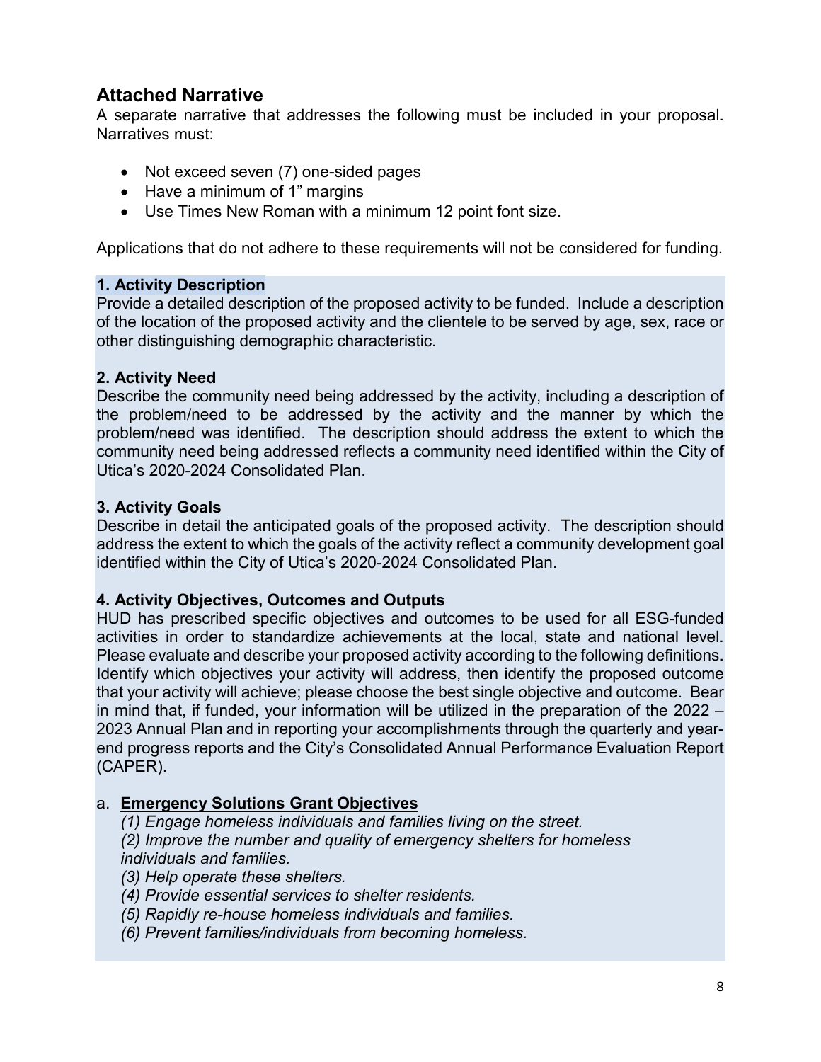## Attached Narrative

A separate narrative that addresses the following must be included in your proposal. Narratives must:

- Not exceed seven (7) one-sided pages
- Have a minimum of 1" margins
- Use Times New Roman with a minimum 12 point font size.

Applications that do not adhere to these requirements will not be considered for funding.

**1. Activity Description**

Provide a detailed description of the proposed activity to be funded. Include a description of the location of the proposed activity and the clientele to be served by age, sex, race or other distinguishing demographic characteristic.

**2. Activity Need**

Describe the community need being addressed by the activity, including a description of the problem/need to be addressed by the activity and the manner by which the problem/need was identified. The description should address the extent to which the community need being addressed reflects a community need identified within the City of Utica's 2020-2024 Consolidated Plan.

**3. Activity Goals**

Describe in detail the anticipated goals of the proposed activity. The description should address the extent to which the goals of the activity reflect a community development goal identified within the City of Utica's 2020-2024 Consolidated Plan.

**4. Activity Objectives, Outcomes and Outputs**

HUD has prescribed specific objectives and outcomes to be used for all ESG-funded activities in order to standardize achievements at the local, state and national level. Please evaluate and describe your proposed activity according to the following definitions. Identify which objectives your activity will address, then identify the proposed outcome that your activity will achieve; please choose the best single objective and outcome. Bear in mind that, if funded, your information will be utilized in the preparation of the 2022 – 2023 Annual Plan and in reporting your accomplishments through the quarterly and year-end progress reports and the City's Consolidated Annual Performance Evaluation Report (CAPER).

a. **<u>Emergency Solutions Grant Objectives</u>**

*(1) Engage homeless individuals and families living on the street.*
*(2) Improve the number and quality of emergency shelters for homeless individuals and families.*
*(3) Help operate these shelters.*
*(4) Provide essential services to shelter residents.*
*(5) Rapidly re-house homeless individuals and families.*
*(6) Prevent families/individuals from becoming homeless.*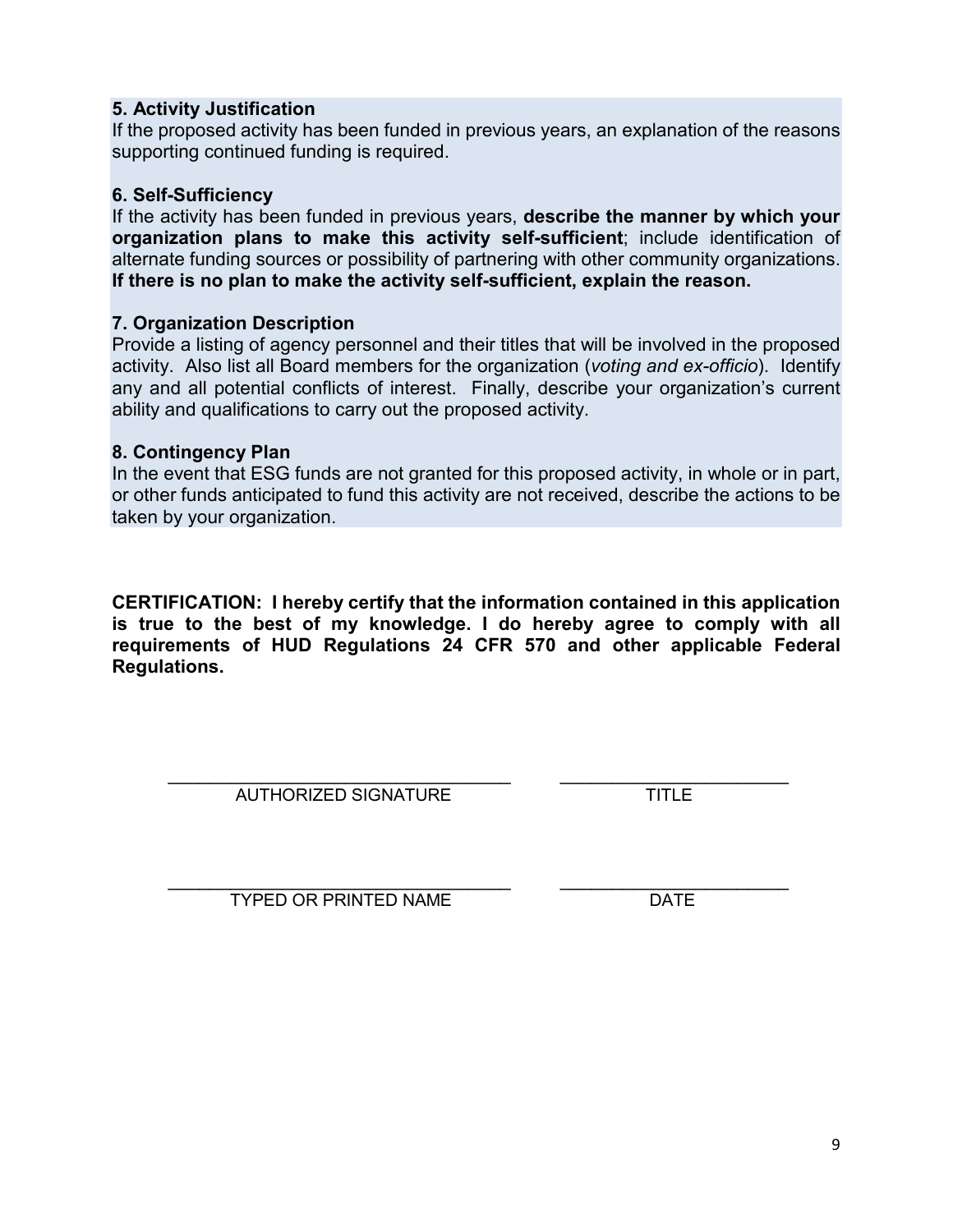**5. Activity Justification**

If the proposed activity has been funded in previous years, an explanation of the reasons supporting continued funding is required.

**6. Self-Sufficiency**

If the activity has been funded in previous years, **describe the manner by which your organization plans to make this activity self-sufficient**; include identification of alternate funding sources or possibility of partnering with other community organizations. **If there is no plan to make the activity self-sufficient, explain the reason.**

**7. Organization Description**

Provide a listing of agency personnel and their titles that will be involved in the proposed activity. Also list all Board members for the organization (*voting and ex-officio*). Identify any and all potential conflicts of interest. Finally, describe your organization's current ability and qualifications to carry out the proposed activity.

**8. Contingency Plan**

In the event that ESG funds are not granted for this proposed activity, in whole or in part, or other funds anticipated to fund this activity are not received, describe the actions to be taken by your organization.

**CERTIFICATION: I hereby certify that the information contained in this application is true to the best of my knowledge. I do hereby agree to comply with all requirements of HUD Regulations 24 CFR 570 and other applicable Federal Regulations.**

___________________________________ AUTHORIZED SIGNATURE

_______________________ TITLE

___________________________________ TYPED OR PRINTED NAME

_______________________ DATE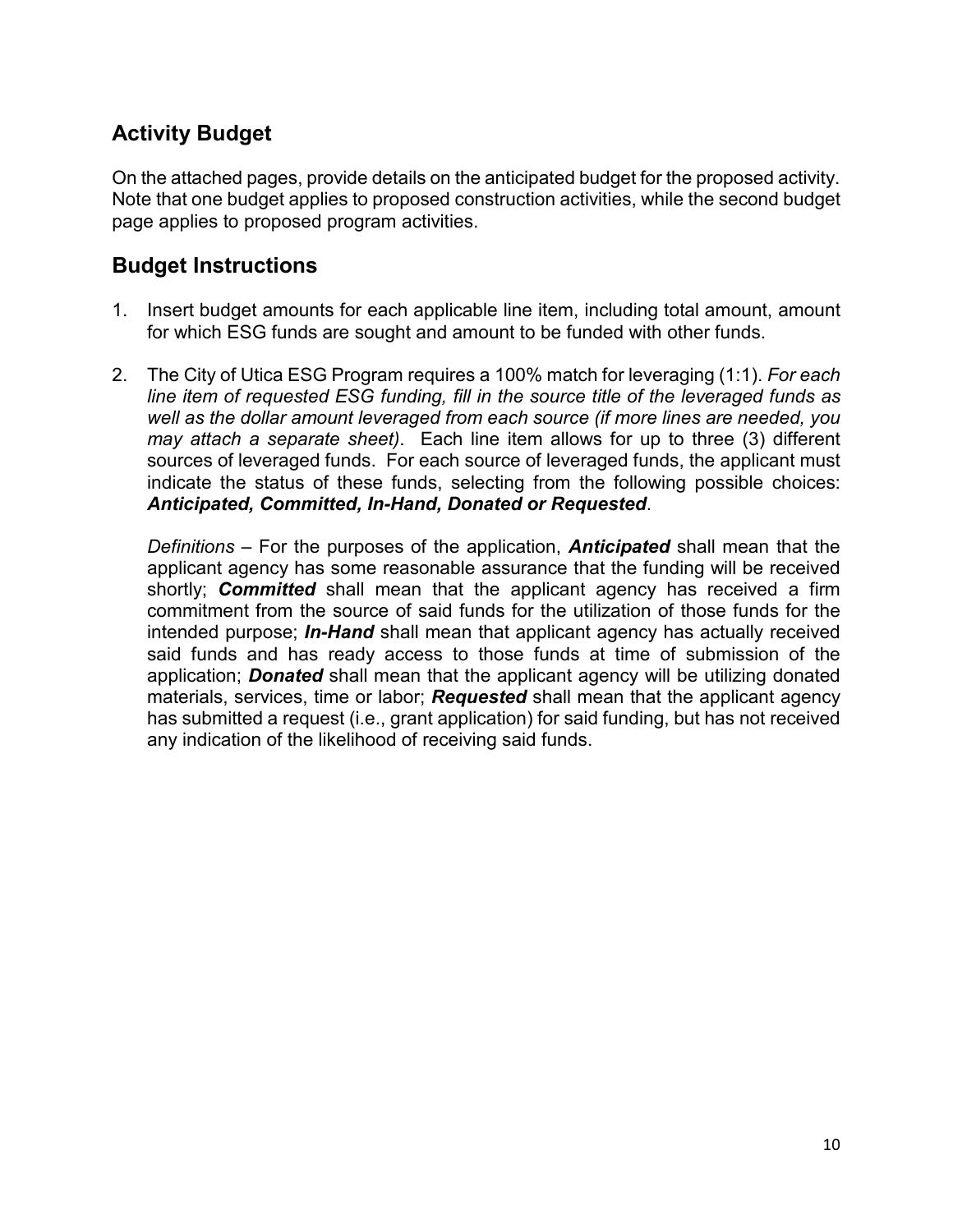## Activity Budget

On the attached pages, provide details on the anticipated budget for the proposed activity. Note that one budget applies to proposed construction activities, while the second budget page applies to proposed program activities.

## Budget Instructions

1. Insert budget amounts for each applicable line item, including total amount, amount for which ESG funds are sought and amount to be funded with other funds.

2. The City of Utica ESG Program requires a 100% match for leveraging (1:1). *For each line item of requested ESG funding, fill in the source title of the leveraged funds as well as the dollar amount leveraged from each source (if more lines are needed, you may attach a separate sheet)*. Each line item allows for up to three (3) different sources of leveraged funds. For each source of leveraged funds, the applicant must indicate the status of these funds, selecting from the following possible choices: ***Anticipated, Committed, In-Hand, Donated or Requested***.

   *Definitions* – For the purposes of the application, ***Anticipated*** shall mean that the applicant agency has some reasonable assurance that the funding will be received shortly; ***Committed*** shall mean that the applicant agency has received a firm commitment from the source of said funds for the utilization of those funds for the intended purpose; ***In-Hand*** shall mean that applicant agency has actually received said funds and has ready access to those funds at time of submission of the application; ***Donated*** shall mean that the applicant agency will be utilizing donated materials, services, time or labor; ***Requested*** shall mean that the applicant agency has submitted a request (i.e., grant application) for said funding, but has not received any indication of the likelihood of receiving said funds.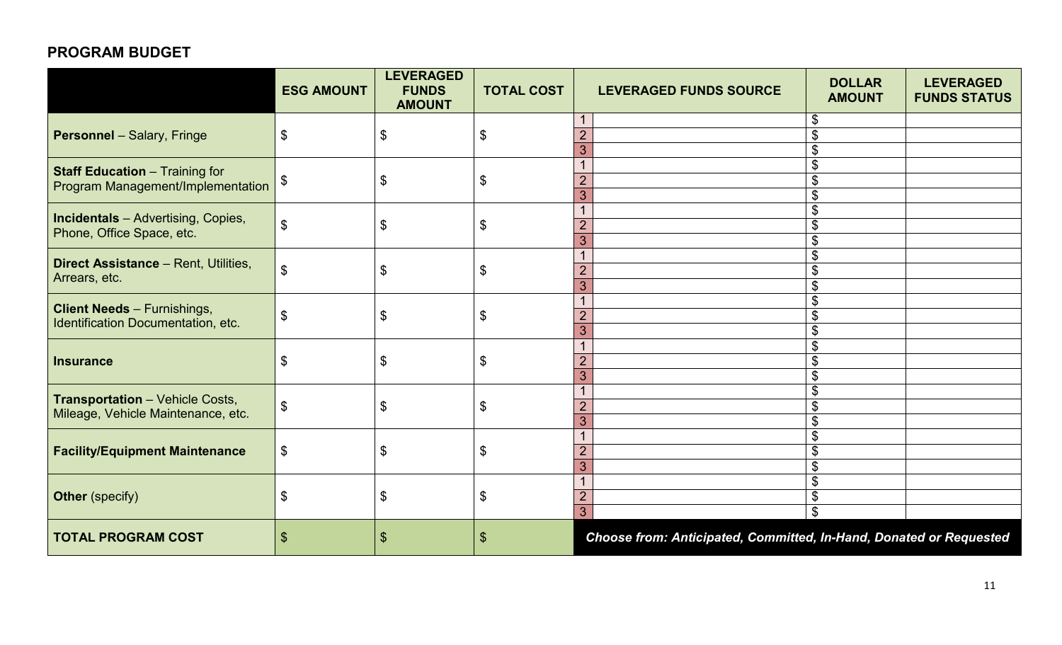## PROGRAM BUDGET

| | ESG AMOUNT | LEVERAGED FUNDS AMOUNT | TOTAL COST | | LEVERAGED FUNDS SOURCE | DOLLAR AMOUNT | LEVERAGED FUNDS STATUS |
|---|---|---|---|---|---|---|---|
| **Personnel** – Salary, Fringe | $ | $ | $ | 1 | | $ | |
| | | | | 2 | | $ | |
| | | | | 3 | | $ | |
| **Staff Education** – Training for Program Management/Implementation | $ | $ | $ | 1 | | $ | |
| | | | | 2 | | $ | |
| | | | | 3 | | $ | |
| **Incidentals** – Advertising, Copies, Phone, Office Space, etc. | $ | $ | $ | 1 | | $ | |
| | | | | 2 | | $ | |
| | | | | 3 | | $ | |
| **Direct Assistance** – Rent, Utilities, Arrears, etc. | $ | $ | $ | 1 | | $ | |
| | | | | 2 | | $ | |
| | | | | 3 | | $ | |
| **Client Needs** – Furnishings, Identification Documentation, etc. | $ | $ | $ | 1 | | $ | |
| | | | | 2 | | $ | |
| | | | | 3 | | $ | |
| **Insurance** | $ | $ | $ | 1 | | $ | |
| | | | | 2 | | $ | |
| | | | | 3 | | $ | |
| **Transportation** – Vehicle Costs, Mileage, Vehicle Maintenance, etc. | $ | $ | $ | 1 | | $ | |
| | | | | 2 | | $ | |
| | | | | 3 | | $ | |
| **Facility/Equipment Maintenance** | $ | $ | $ | 1 | | $ | |
| | | | | 2 | | $ | |
| | | | | 3 | | $ | |
| **Other** (specify) | $ | $ | $ | 1 | | $ | |
| | | | | 2 | | $ | |
| | | | | 3 | | $ | |
| **TOTAL PROGRAM COST** | $ | $ | $ | ***Choose from: Anticipated, Committed, In-Hand, Donated or Requested*** | | | |